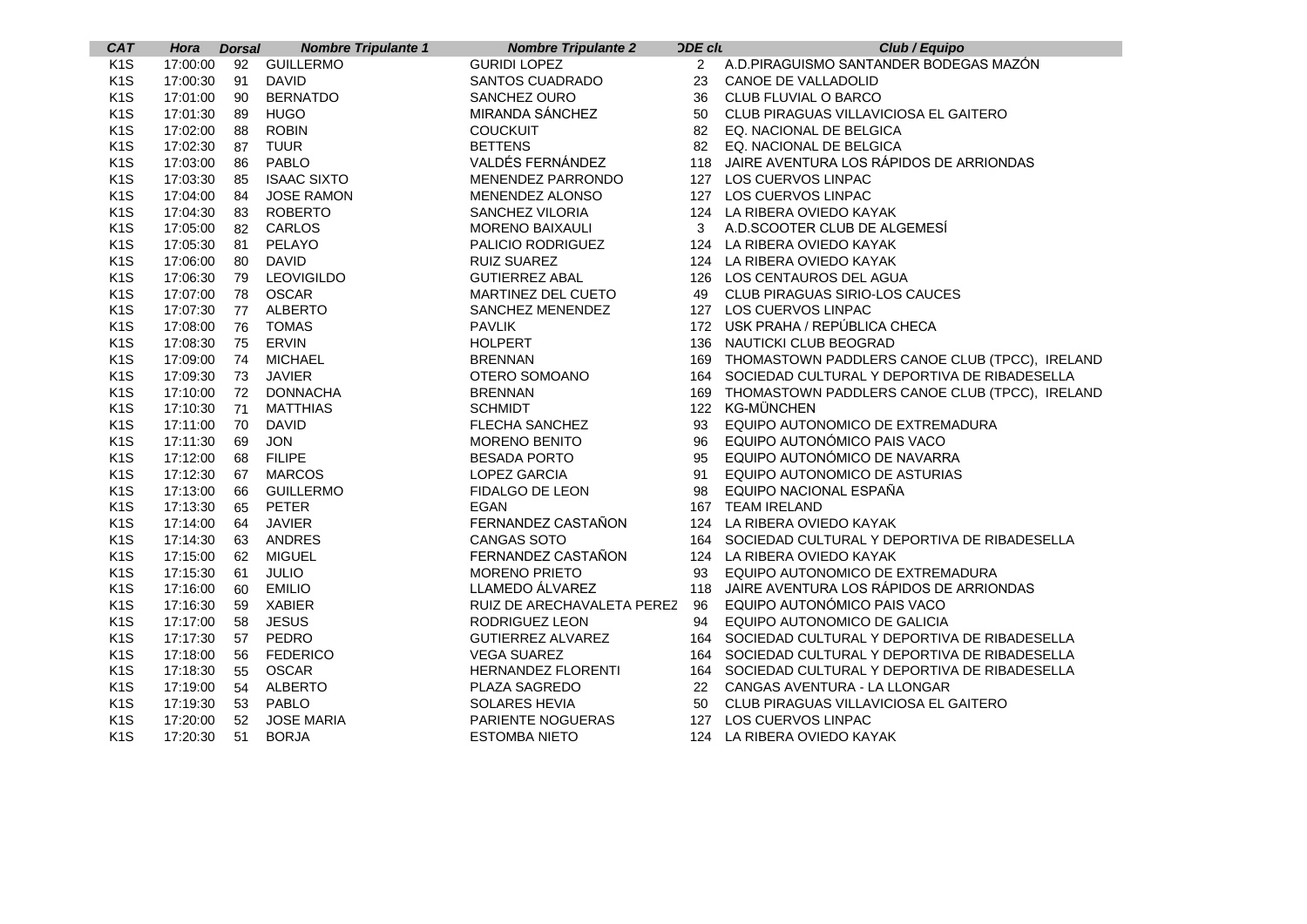| CAT | Hora | Dorsal | Nombre Tripulante 1 | Nombre Tripulante 2 | ODE clu | Club / Equipo |
|---|---|---|---|---|---|---|
| K1S | 17:00:00 | 92 | GUILLERMO | GURIDI LOPEZ | 2 | A.D.PIRAGUISMO SANTANDER BODEGAS MAZÓN |
| K1S | 17:00:30 | 91 | DAVID | SANTOS CUADRADO | 23 | CANOE DE VALLADOLID |
| K1S | 17:01:00 | 90 | BERNATDO | SANCHEZ OURO | 36 | CLUB FLUVIAL O BARCO |
| K1S | 17:01:30 | 89 | HUGO | MIRANDA SÁNCHEZ | 50 | CLUB PIRAGUAS VILLAVICIOSA EL GAITERO |
| K1S | 17:02:00 | 88 | ROBIN | COUCKUIT | 82 | EQ. NACIONAL DE BELGICA |
| K1S | 17:02:30 | 87 | TUUR | BETTENS | 82 | EQ. NACIONAL DE BELGICA |
| K1S | 17:03:00 | 86 | PABLO | VALDÉS FERNÁNDEZ | 118 | JAIRE AVENTURA LOS RÁPIDOS DE ARRIONDAS |
| K1S | 17:03:30 | 85 | ISAAC SIXTO | MENENDEZ PARRONDO | 127 | LOS CUERVOS LINPAC |
| K1S | 17:04:00 | 84 | JOSE RAMON | MENENDEZ ALONSO | 127 | LOS CUERVOS LINPAC |
| K1S | 17:04:30 | 83 | ROBERTO | SANCHEZ VILORIA | 124 | LA RIBERA OVIEDO KAYAK |
| K1S | 17:05:00 | 82 | CARLOS | MORENO BAIXAULI | 3 | A.D.SCOOTER CLUB DE ALGEMESÍ |
| K1S | 17:05:30 | 81 | PELAYO | PALICIO RODRIGUEZ | 124 | LA RIBERA OVIEDO KAYAK |
| K1S | 17:06:00 | 80 | DAVID | RUIZ SUAREZ | 124 | LA RIBERA OVIEDO KAYAK |
| K1S | 17:06:30 | 79 | LEOVIGILDO | GUTIERREZ ABAL | 126 | LOS CENTAUROS DEL AGUA |
| K1S | 17:07:00 | 78 | OSCAR | MARTINEZ DEL CUETO | 49 | CLUB PIRAGUAS SIRIO-LOS CAUCES |
| K1S | 17:07:30 | 77 | ALBERTO | SANCHEZ MENENDEZ | 127 | LOS CUERVOS LINPAC |
| K1S | 17:08:00 | 76 | TOMAS | PAVLIK | 172 | USK PRAHA / REPÚBLICA CHECA |
| K1S | 17:08:30 | 75 | ERVIN | HOLPERT | 136 | NAUTICKI CLUB BEOGRAD |
| K1S | 17:09:00 | 74 | MICHAEL | BRENNAN | 169 | THOMASTOWN PADDLERS CANOE CLUB (TPCC), IRELAND |
| K1S | 17:09:30 | 73 | JAVIER | OTERO SOMOANO | 164 | SOCIEDAD CULTURAL Y DEPORTIVA DE RIBADESELLA |
| K1S | 17:10:00 | 72 | DONNACHA | BRENNAN | 169 | THOMASTOWN PADDLERS CANOE CLUB (TPCC), IRELAND |
| K1S | 17:10:30 | 71 | MATTHIAS | SCHMIDT | 122 | KG-MÜNCHEN |
| K1S | 17:11:00 | 70 | DAVID | FLECHA SANCHEZ | 93 | EQUIPO AUTONOMICO DE EXTREMADURA |
| K1S | 17:11:30 | 69 | JON | MORENO BENITO | 96 | EQUIPO AUTONÓMICO PAIS VACO |
| K1S | 17:12:00 | 68 | FILIPE | BESADA PORTO | 95 | EQUIPO AUTONÓMICO DE NAVARRA |
| K1S | 17:12:30 | 67 | MARCOS | LOPEZ GARCIA | 91 | EQUIPO AUTONOMICO DE ASTURIAS |
| K1S | 17:13:00 | 66 | GUILLERMO | FIDALGO DE LEON | 98 | EQUIPO NACIONAL ESPAÑA |
| K1S | 17:13:30 | 65 | PETER | EGAN | 167 | TEAM IRELAND |
| K1S | 17:14:00 | 64 | JAVIER | FERNANDEZ CASTAÑON | 124 | LA RIBERA OVIEDO KAYAK |
| K1S | 17:14:30 | 63 | ANDRES | CANGAS SOTO | 164 | SOCIEDAD CULTURAL Y DEPORTIVA DE RIBADESELLA |
| K1S | 17:15:00 | 62 | MIGUEL | FERNANDEZ CASTAÑON | 124 | LA RIBERA OVIEDO KAYAK |
| K1S | 17:15:30 | 61 | JULIO | MORENO PRIETO | 93 | EQUIPO AUTONOMICO DE EXTREMADURA |
| K1S | 17:16:00 | 60 | EMILIO | LLAMEDO ÁLVAREZ | 118 | JAIRE AVENTURA LOS RÁPIDOS DE ARRIONDAS |
| K1S | 17:16:30 | 59 | XABIER | RUIZ DE ARECHAVALETA PEREZ | 96 | EQUIPO AUTONÓMICO PAIS VACO |
| K1S | 17:17:00 | 58 | JESUS | RODRIGUEZ LEON | 94 | EQUIPO AUTONOMICO DE GALICIA |
| K1S | 17:17:30 | 57 | PEDRO | GUTIERREZ ALVAREZ | 164 | SOCIEDAD CULTURAL Y DEPORTIVA DE RIBADESELLA |
| K1S | 17:18:00 | 56 | FEDERICO | VEGA SUAREZ | 164 | SOCIEDAD CULTURAL Y DEPORTIVA DE RIBADESELLA |
| K1S | 17:18:30 | 55 | OSCAR | HERNANDEZ FLORENTI | 164 | SOCIEDAD CULTURAL Y DEPORTIVA DE RIBADESELLA |
| K1S | 17:19:00 | 54 | ALBERTO | PLAZA SAGREDO | 22 | CANGAS AVENTURA - LA LLONGAR |
| K1S | 17:19:30 | 53 | PABLO | SOLARES HEVIA | 50 | CLUB PIRAGUAS VILLAVICIOSA EL GAITERO |
| K1S | 17:20:00 | 52 | JOSE MARIA | PARIENTE NOGUERAS | 127 | LOS CUERVOS LINPAC |
| K1S | 17:20:30 | 51 | BORJA | ESTOMBA NIETO | 124 | LA RIBERA OVIEDO KAYAK |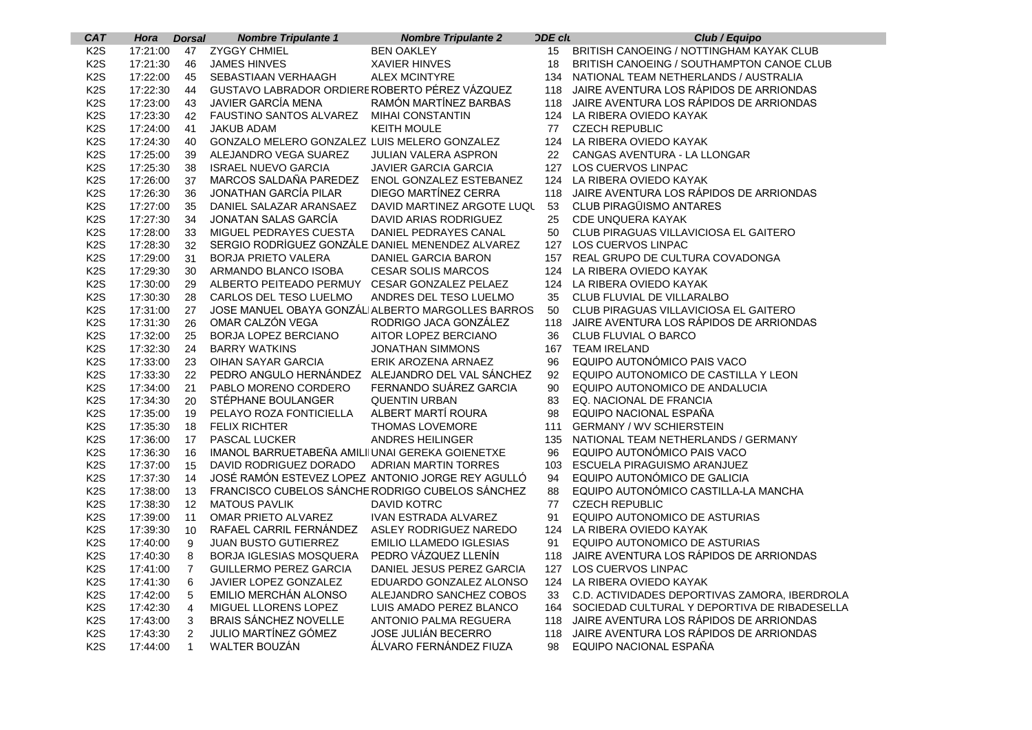| CAT | Hora | Dorsal | Nombre Tripulante 1 | Nombre Tripulante 2 | ODE clu | Club / Equipo |
|---|---|---|---|---|---|---|
| K2S | 17:21:00 | 47 | ZYGGY CHMIEL | BEN OAKLEY | 15 | BRITISH CANOEING / NOTTINGHAM KAYAK CLUB |
| K2S | 17:21:30 | 46 | JAMES HINVES | XAVIER HINVES | 18 | BRITISH CANOEING / SOUTHAMPTON CANOE CLUB |
| K2S | 17:22:00 | 45 | SEBASTIAAN VERHAAGH | ALEX MCINTYRE | 134 | NATIONAL TEAM NETHERLANDS / AUSTRALIA |
| K2S | 17:22:30 | 44 | GUSTAVO LABRADOR ORDIERE | ROBERTO PÉREZ VÁZQUEZ | 118 | JAIRE AVENTURA LOS RÁPIDOS DE ARRIONDAS |
| K2S | 17:23:00 | 43 | JAVIER GARCÍA MENA | RAMÓN MARTÍNEZ BARBAS | 118 | JAIRE AVENTURA LOS RÁPIDOS DE ARRIONDAS |
| K2S | 17:23:30 | 42 | FAUSTINO SANTOS ALVAREZ | MIHAI CONSTANTIN | 124 | LA RIBERA OVIEDO KAYAK |
| K2S | 17:24:00 | 41 | JAKUB ADAM | KEITH MOULE | 77 | CZECH REPUBLIC |
| K2S | 17:24:30 | 40 | GONZALO MELERO GONZALEZ | LUIS MELERO GONZALEZ | 124 | LA RIBERA OVIEDO KAYAK |
| K2S | 17:25:00 | 39 | ALEJANDRO VEGA SUAREZ | JULIAN VALERA ASPRON | 22 | CANGAS AVENTURA - LA LLONGAR |
| K2S | 17:25:30 | 38 | ISRAEL NUEVO GARCIA | JAVIER GARCIA GARCIA | 127 | LOS CUERVOS LINPAC |
| K2S | 17:26:00 | 37 | MARCOS SALDAÑA PAREDEZ | ENOL GONZALEZ ESTEBANEZ | 124 | LA RIBERA OVIEDO KAYAK |
| K2S | 17:26:30 | 36 | JONATHAN GARCÍA PILAR | DIEGO MARTÍNEZ CERRA | 118 | JAIRE AVENTURA LOS RÁPIDOS DE ARRIONDAS |
| K2S | 17:27:00 | 35 | DANIEL SALAZAR ARANSAEZ | DAVID MARTINEZ ARGOTE LUQU | 53 | CLUB PIRAGÜISMO ANTARES |
| K2S | 17:27:30 | 34 | JONATAN SALAS GARCÍA | DAVID ARIAS RODRIGUEZ | 25 | CDE UNQUERA KAYAK |
| K2S | 17:28:00 | 33 | MIGUEL PEDRAYES CUESTA | DANIEL PEDRAYES CANAL | 50 | CLUB PIRAGUAS VILLAVICIOSA EL GAITERO |
| K2S | 17:28:30 | 32 | SERGIO RODRÍGUEZ GONZÁLE | DANIEL MENENDEZ ALVAREZ | 127 | LOS CUERVOS LINPAC |
| K2S | 17:29:00 | 31 | BORJA PRIETO VALERA | DANIEL GARCIA BARON | 157 | REAL GRUPO DE CULTURA COVADONGA |
| K2S | 17:29:30 | 30 | ARMANDO BLANCO ISOBA | CESAR SOLIS MARCOS | 124 | LA RIBERA OVIEDO KAYAK |
| K2S | 17:30:00 | 29 | ALBERTO PEITEADO PERMUY | CESAR GONZALEZ PELAEZ | 124 | LA RIBERA OVIEDO KAYAK |
| K2S | 17:30:30 | 28 | CARLOS DEL TESO LUELMO | ANDRES DEL TESO LUELMO | 35 | CLUB FLUVIAL DE VILLARALBO |
| K2S | 17:31:00 | 27 | JOSE MANUEL OBAYA GONZÁLI | ALBERTO MARGOLLES BARROS | 50 | CLUB PIRAGUAS VILLAVICIOSA EL GAITERO |
| K2S | 17:31:30 | 26 | OMAR CALZÓN VEGA | RODRIGO JACA GONZÁLEZ | 118 | JAIRE AVENTURA LOS RÁPIDOS DE ARRIONDAS |
| K2S | 17:32:00 | 25 | BORJA LOPEZ BERCIANO | AITOR LOPEZ BERCIANO | 36 | CLUB FLUVIAL O BARCO |
| K2S | 17:32:30 | 24 | BARRY WATKINS | JONATHAN SIMMONS | 167 | TEAM IRELAND |
| K2S | 17:33:00 | 23 | OIHAN SAYAR GARCIA | ERIK AROZENA ARNAEZ | 96 | EQUIPO AUTONÓMICO PAIS VACO |
| K2S | 17:33:30 | 22 | PEDRO ANGULO HERNÁNDEZ | ALEJANDRO DEL VAL SÁNCHEZ | 92 | EQUIPO AUTONOMICO DE CASTILLA Y LEON |
| K2S | 17:34:00 | 21 | PABLO MORENO CORDERO | FERNANDO SUÁREZ GARCIA | 90 | EQUIPO AUTONOMICO DE ANDALUCIA |
| K2S | 17:34:30 | 20 | STÉPHANE BOULANGER | QUENTIN URBAN | 83 | EQ. NACIONAL DE FRANCIA |
| K2S | 17:35:00 | 19 | PELAYO ROZA FONTICIELLA | ALBERT MARTÍ ROURA | 98 | EQUIPO NACIONAL ESPAÑA |
| K2S | 17:35:30 | 18 | FELIX RICHTER | THOMAS LOVEMORE | 111 | GERMANY / WV SCHIERSTEIN |
| K2S | 17:36:00 | 17 | PASCAL LUCKER | ANDRES HEILINGER | 135 | NATIONAL TEAM NETHERLANDS / GERMANY |
| K2S | 17:36:30 | 16 | IMANOL BARRUETABEÑA AMILI | UNAI GEREKA GOIENETXE | 96 | EQUIPO AUTONÓMICO PAIS VACO |
| K2S | 17:37:00 | 15 | DAVID RODRIGUEZ DORADO | ADRIAN MARTIN TORRES | 103 | ESCUELA PIRAGUISMO ARANJUEZ |
| K2S | 17:37:30 | 14 | JOSÉ RAMÓN ESTEVEZ LOPEZ | ANTONIO JORGE REY AGULLÓ | 94 | EQUIPO AUTONÓMICO DE GALICIA |
| K2S | 17:38:00 | 13 | FRANCISCO CUBELOS SÁNCHE | RODRIGO CUBELOS SÁNCHEZ | 88 | EQUIPO AUTONÓMICO CASTILLA-LA MANCHA |
| K2S | 17:38:30 | 12 | MATOUS PAVLIK | DAVID KOTRC | 77 | CZECH REPUBLIC |
| K2S | 17:39:00 | 11 | OMAR PRIETO ALVAREZ | IVAN ESTRADA ALVAREZ | 91 | EQUIPO AUTONOMICO DE ASTURIAS |
| K2S | 17:39:30 | 10 | RAFAEL CARRIL FERNÁNDEZ | ASLEY RODRIGUEZ NAREDO | 124 | LA RIBERA OVIEDO KAYAK |
| K2S | 17:40:00 | 9 | JUAN BUSTO GUTIERREZ | EMILIO LLAMEDO IGLESIAS | 91 | EQUIPO AUTONOMICO DE ASTURIAS |
| K2S | 17:40:30 | 8 | BORJA IGLESIAS MOSQUERA | PEDRO VÁZQUEZ LLENÍN | 118 | JAIRE AVENTURA LOS RÁPIDOS DE ARRIONDAS |
| K2S | 17:41:00 | 7 | GUILLERMO PEREZ GARCIA | DANIEL JESUS PEREZ GARCIA | 127 | LOS CUERVOS LINPAC |
| K2S | 17:41:30 | 6 | JAVIER LOPEZ GONZALEZ | EDUARDO GONZALEZ ALONSO | 124 | LA RIBERA OVIEDO KAYAK |
| K2S | 17:42:00 | 5 | EMILIO MERCHÁN ALONSO | ALEJANDRO SANCHEZ COBOS | 33 | C.D. ACTIVIDADES DEPORTIVAS ZAMORA, IBERDROLA |
| K2S | 17:42:30 | 4 | MIGUEL LLORENS LOPEZ | LUIS AMADO PEREZ BLANCO | 164 | SOCIEDAD CULTURAL Y DEPORTIVA DE RIBADESELLA |
| K2S | 17:43:00 | 3 | BRAIS SÁNCHEZ NOVELLE | ANTONIO PALMA REGUERA | 118 | JAIRE AVENTURA LOS RÁPIDOS DE ARRIONDAS |
| K2S | 17:43:30 | 2 | JULIO MARTÍNEZ GÓMEZ | JOSE JULIÁN BECERRO | 118 | JAIRE AVENTURA LOS RÁPIDOS DE ARRIONDAS |
| K2S | 17:44:00 | 1 | WALTER BOUZÁN | ÁLVARO FERNÁNDEZ FIUZA | 98 | EQUIPO NACIONAL ESPAÑA |